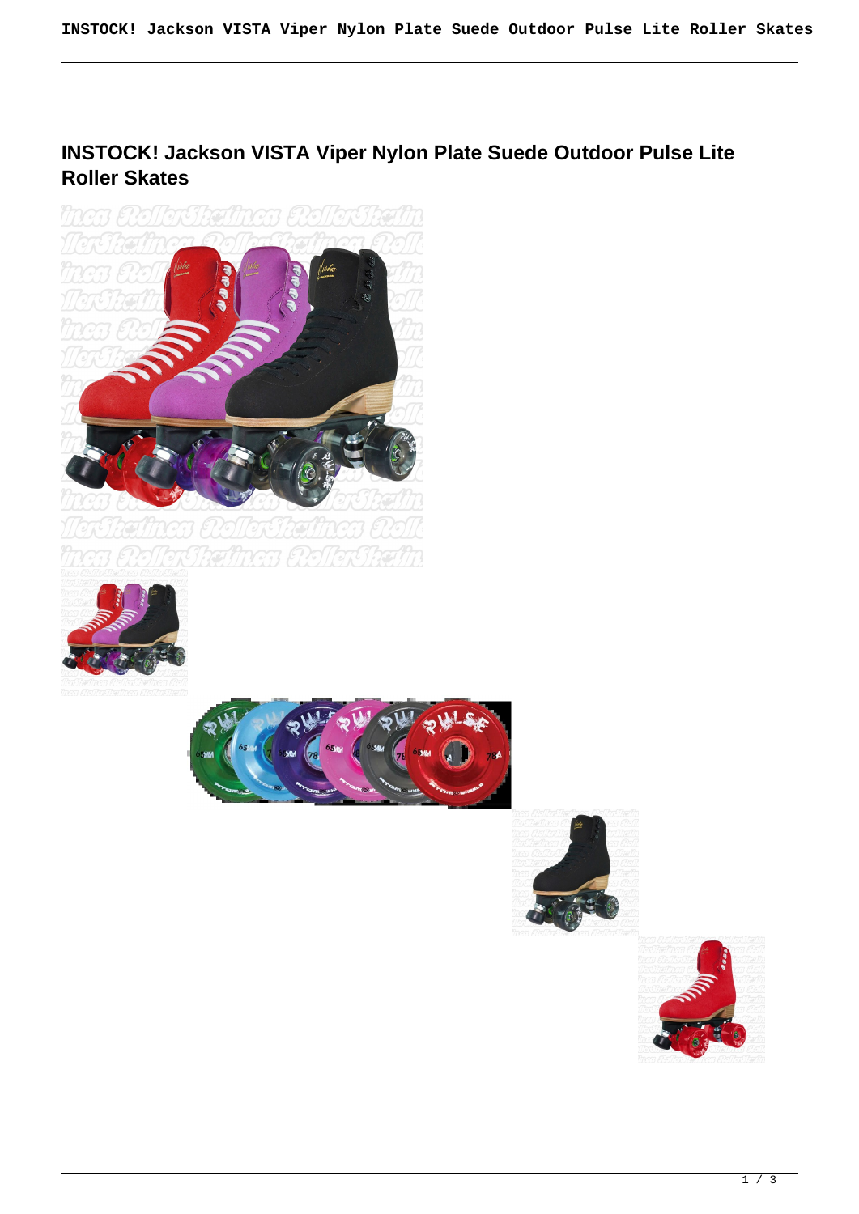# INSTOCK! Jackson VISTA Viper Nylon Plate Suede Outdoor Pulse Lite Roller Skates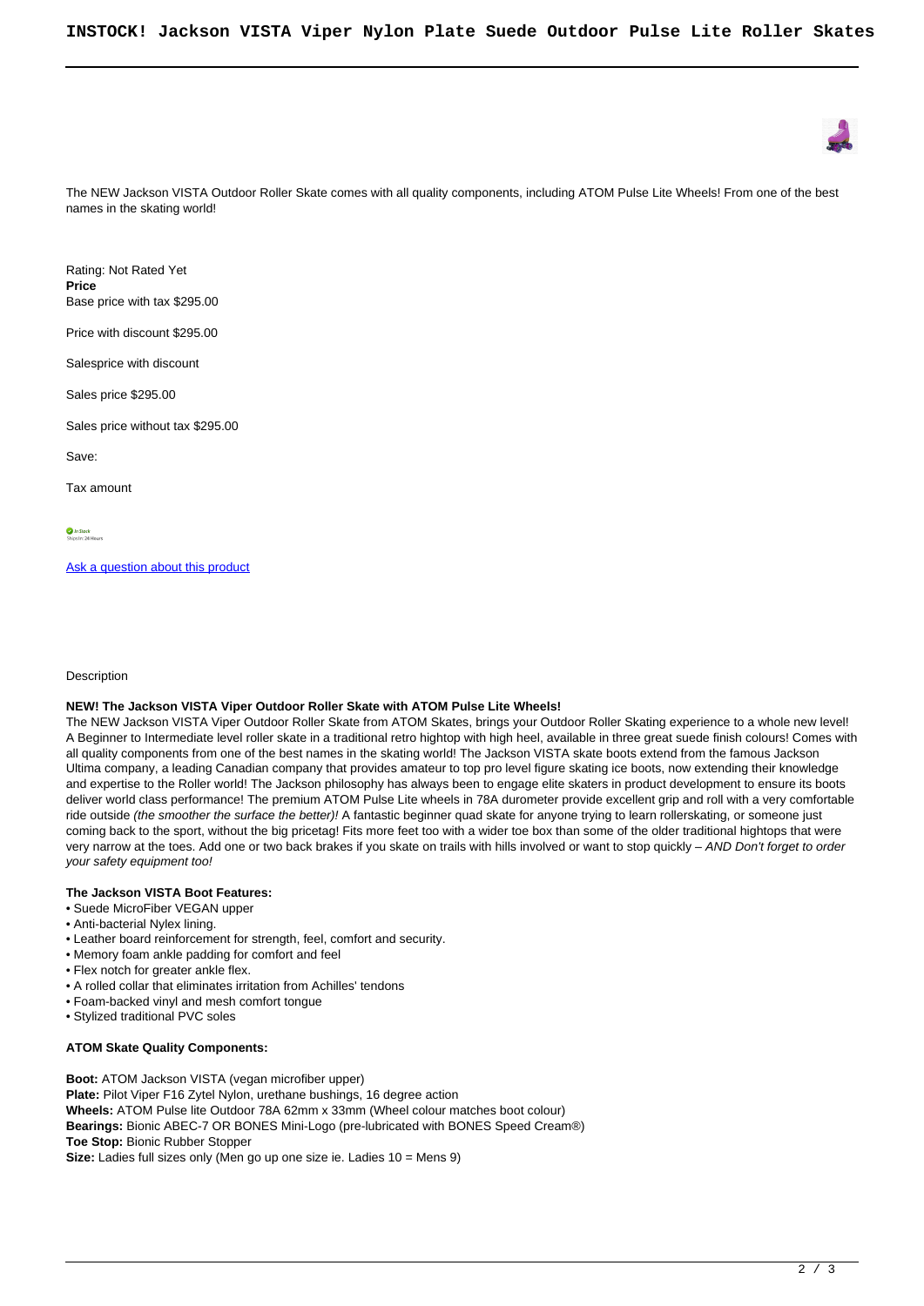# INSTOCK! Jackson VISTA Viper Nylon Plate Suede Outdoor Pulse Lite Roller Skates

The NEW Jackson VISTA Outdoor Roller Skate comes with all quality components, including ATOM Pulse Lite Wheels! From one of the best names in the skating world!

Rating: Not Rated Yet
**Price**
Base price with tax $295.00

Price with discount $295.00

Salesprice with discount

Sales price $295.00

Sales price without tax $295.00

Save:

Tax amount

In Stock
Ships In: 24 Hours

[Ask a question about this product]

Description

**NEW! The Jackson VISTA Viper Outdoor Roller Skate with ATOM Pulse Lite Wheels!**
The NEW Jackson VISTA Viper Outdoor Roller Skate from ATOM Skates, brings your Outdoor Roller Skating experience to a whole new level! A Beginner to Intermediate level roller skate in a traditional retro hightop with high heel, available in three great suede finish colours! Comes with all quality components from one of the best names in the skating world! The Jackson VISTA skate boots extend from the famous Jackson Ultima company, a leading Canadian company that provides amateur to top pro level figure skating ice boots, now extending their knowledge and expertise to the Roller world! The Jackson philosophy has always been to engage elite skaters in product development to ensure its boots deliver world class performance! The premium ATOM Pulse Lite wheels in 78A durometer provide excellent grip and roll with a very comfortable ride outside *(the smoother the surface the better)!* A fantastic beginner quad skate for anyone trying to learn rollerskating, or someone just coming back to the sport, without the big pricetag! Fits more feet too with a wider toe box than some of the older traditional hightops that were very narrow at the toes. Add one or two back brakes if you skate on trails with hills involved or want to stop quickly – *AND Don't forget to order your safety equipment too!*

**The Jackson VISTA Boot Features:**

- Suede MicroFiber VEGAN upper
- Anti-bacterial Nylex lining.
- Leather board reinforcement for strength, feel, comfort and security.
- Memory foam ankle padding for comfort and feel
- Flex notch for greater ankle flex.
- A rolled collar that eliminates irritation from Achilles' tendons
- Foam-backed vinyl and mesh comfort tongue
- Stylized traditional PVC soles

**ATOM Skate Quality Components:**

**Boot:** ATOM Jackson VISTA (vegan microfiber upper)
**Plate:** Pilot Viper F16 Zytel Nylon, urethane bushings, 16 degree action
**Wheels:** ATOM Pulse lite Outdoor 78A 62mm x 33mm (Wheel colour matches boot colour)
**Bearings:** Bionic ABEC-7 OR BONES Mini-Logo (pre-lubricated with BONES Speed Cream®)
**Toe Stop:** Bionic Rubber Stopper
**Size:** Ladies full sizes only (Men go up one size ie. Ladies 10 = Mens 9)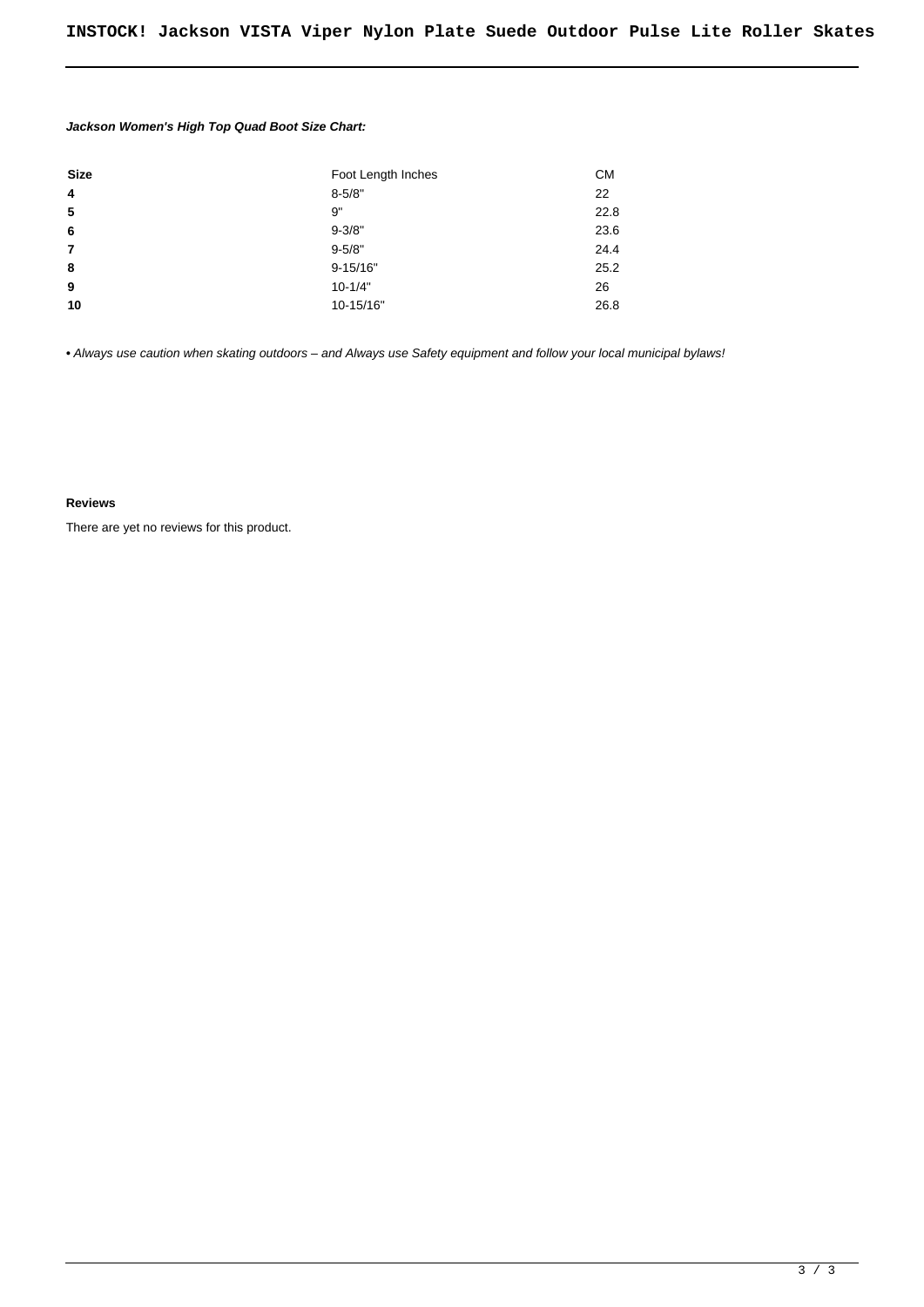***Jackson Women's High Top Quad Boot Size Chart:***

| Size | Foot Length Inches | CM |
|---|---|---|
| **4** | 8-5/8" | 22 |
| **5** | 9" | 22.8 |
| **6** | 9-3/8" | 23.6 |
| **7** | 9-5/8" | 24.4 |
| **8** | 9-15/16" | 25.2 |
| **9** | 10-1/4" | 26 |
| **10** | 10-15/16" | 26.8 |

**•** *Always use caution when skating outdoors – and Always use Safety equipment and follow your local municipal bylaws!*

**Reviews**

There are yet no reviews for this product.